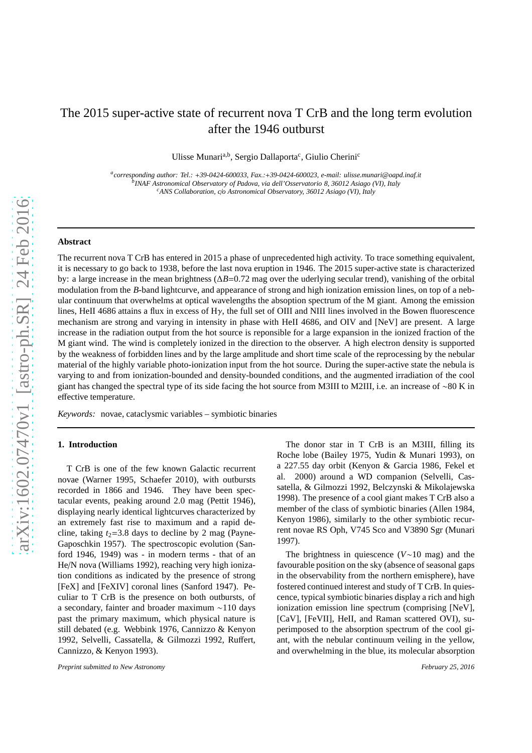# The 2015 super-active state of recurrent nova T CrB and the long term evolution after the 1946 outburst

Ulisse Munari[a,b], Sergio Dallaporta[c], Giulio Cherini[c]

[a] *corresponding author: Tel.: +39-0424-600033, Fax.:+39-0424-600023, e-mail: ulisse.munari@oapd.inaf.it*
[b] *INAF Astronomical Observatory of Padova, via dell'Osservatorio 8, 36012 Asiago (VI), Italy*
[c] *ANS Collaboration, c/o Astronomical Observatory, 36012 Asiago (VI), Italy*

## Abstract

The recurrent nova T CrB has entered in 2015 a phase of unprecedented high activity. To trace something equivalent, it is necessary to go back to 1938, before the last nova eruption in 1946. The 2015 super-active state is characterized by: a large increase in the mean brightness ($\Delta B$=0.72 mag over the underlying secular trend), vanishing of the orbital modulation from the *B*-band lightcurve, and appearance of strong and high ionization emission lines, on top of a nebular continuum that overwhelms at optical wavelengths the absoption spectrum of the M giant. Among the emission lines, HeII 4686 attains a flux in excess of H$\gamma$, the full set of OIII and NIII lines involved in the Bowen fluorescence mechanism are strong and varying in intensity in phase with HeII 4686, and OIV and [NeV] are present. A large increase in the radiation output from the hot source is reponsible for a large expansion in the ionized fraction of the M giant wind. The wind is completely ionized in the direction to the observer. A high electron density is supported by the weakness of forbidden lines and by the large amplitude and short time scale of the reprocessing by the nebular material of the highly variable photo-ionization input from the hot source. During the super-active state the nebula is varying to and from ionization-bounded and density-bounded conditions, and the augmented irradiation of the cool giant has changed the spectral type of its side facing the hot source from M3III to M2III, i.e. an increase of ~80 K in effective temperature.

*Keywords:* novae, cataclysmic variables – symbiotic binaries

## 1. Introduction

T CrB is one of the few known Galactic recurrent novae (Warner 1995, Schaefer 2010), with outbursts recorded in 1866 and 1946. They have been spectacular events, peaking around 2.0 mag (Pettit 1946), displaying nearly identical lightcurves characterized by an extremely fast rise to maximum and a rapid decline, taking $t_2$=3.8 days to decline by 2 mag (Payne-Gaposchkin 1957). The spectroscopic evolution (Sanford 1946, 1949) was - in modern terms - that of an He/N nova (Williams 1992), reaching very high ionization conditions as indicated by the presence of strong [FeX] and [FeXIV] coronal lines (Sanford 1947). Peculiar to T CrB is the presence on both outbursts, of a secondary, fainter and broader maximum ~110 days past the primary maximum, which physical nature is still debated (e.g. Webbink 1976, Cannizzo & Kenyon 1992, Selvelli, Cassatella, & Gilmozzi 1992, Ruffert, Cannizzo, & Kenyon 1993).

The donor star in T CrB is an M3III, filling its Roche lobe (Bailey 1975, Yudin & Munari 1993), on a 227.55 day orbit (Kenyon & Garcia 1986, Fekel et al. 2000) around a WD companion (Selvelli, Cassatella, & Gilmozzi 1992, Belczynski & Mikolajewska 1998). The presence of a cool giant makes T CrB also a member of the class of symbiotic binaries (Allen 1984, Kenyon 1986), similarly to the other symbiotic recurrent novae RS Oph, V745 Sco and V3890 Sgr (Munari 1997).

The brightness in quiescence ($V$~10 mag) and the favourable position on the sky (absence of seasonal gaps in the observability from the northern emisphere), have fostered continued interest and study of T CrB. In quiescence, typical symbiotic binaries display a rich and high ionization emission line spectrum (comprising [NeV], [CaV], [FeVII], HeII, and Raman scattered OVI), superimposed to the absorption spectrum of the cool giant, with the nebular continuum veiling in the yellow, and overwhelming in the blue, its molecular absorption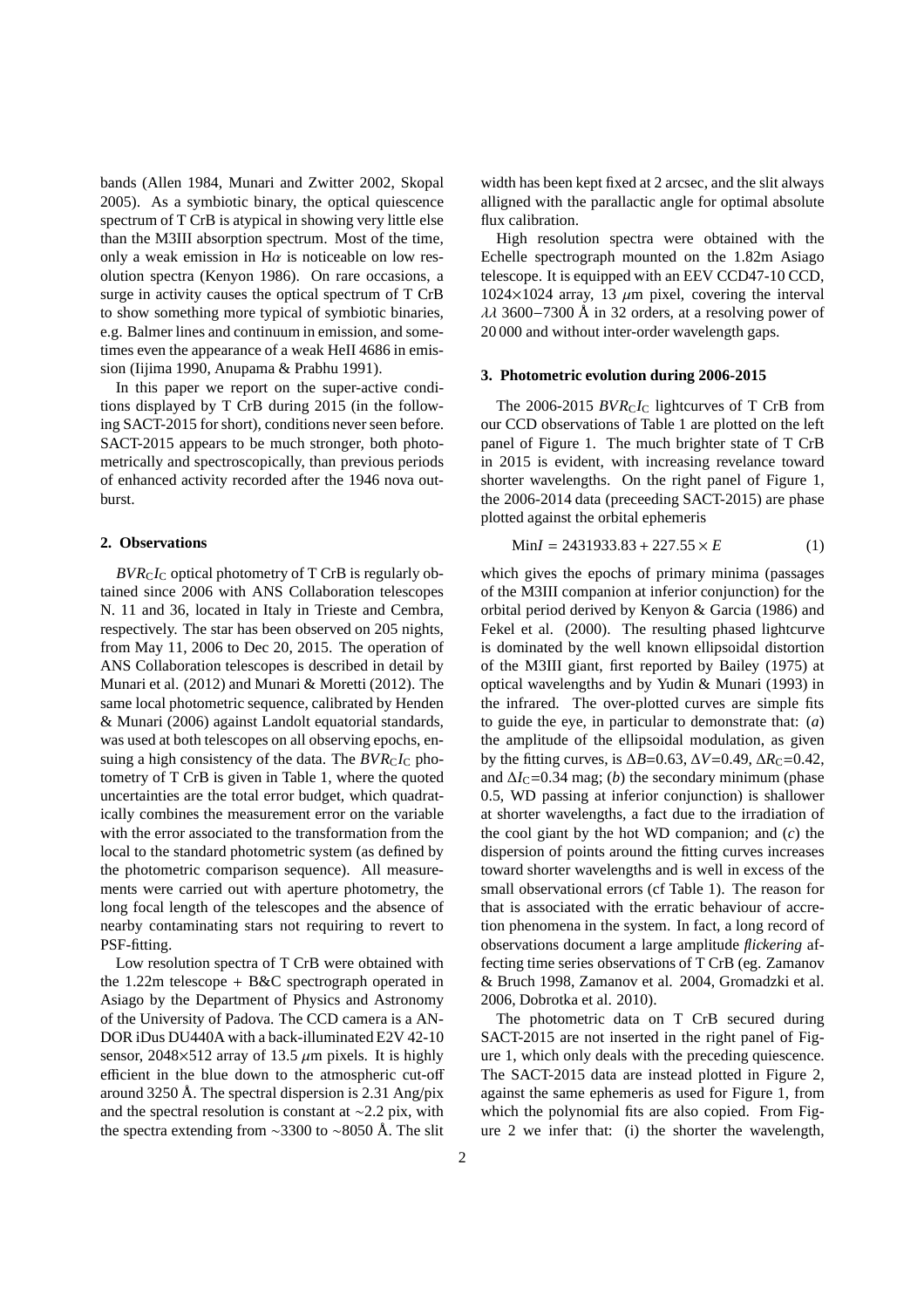bands (Allen 1984, Munari and Zwitter 2002, Skopal 2005). As a symbiotic binary, the optical quiescence spectrum of T CrB is atypical in showing very little else than the M3III absorption spectrum. Most of the time, only a weak emission in H$\alpha$ is noticeable on low resolution spectra (Kenyon 1986). On rare occasions, a surge in activity causes the optical spectrum of T CrB to show something more typical of symbiotic binaries, e.g. Balmer lines and continuum in emission, and sometimes even the appearance of a weak HeII 4686 in emission (Iijima 1990, Anupama & Prabhu 1991).

In this paper we report on the super-active conditions displayed by T CrB during 2015 (in the following SACT-2015 for short), conditions never seen before. SACT-2015 appears to be much stronger, both photometrically and spectroscopically, than previous periods of enhanced activity recorded after the 1946 nova outburst.

## 2. Observations

$BVR_CI_C$ optical photometry of T CrB is regularly obtained since 2006 with ANS Collaboration telescopes N. 11 and 36, located in Italy in Trieste and Cembra, respectively. The star has been observed on 205 nights, from May 11, 2006 to Dec 20, 2015. The operation of ANS Collaboration telescopes is described in detail by Munari et al. (2012) and Munari & Moretti (2012). The same local photometric sequence, calibrated by Henden & Munari (2006) against Landolt equatorial standards, was used at both telescopes on all observing epochs, ensuing a high consistency of the data. The $BVR_CI_C$ photometry of T CrB is given in Table 1, where the quoted uncertainties are the total error budget, which quadratically combines the measurement error on the variable with the error associated to the transformation from the local to the standard photometric system (as defined by the photometric comparison sequence). All measurements were carried out with aperture photometry, the long focal length of the telescopes and the absence of nearby contaminating stars not requiring to revert to PSF-fitting.

Low resolution spectra of T CrB were obtained with the 1.22m telescope + B&C spectrograph operated in Asiago by the Department of Physics and Astronomy of the University of Padova. The CCD camera is a ANDOR iDus DU440A with a back-illuminated E2V 42-10 sensor, 2048×512 array of 13.5 $\mu$m pixels. It is highly efficient in the blue down to the atmospheric cut-off around 3250 Å. The spectral dispersion is 2.31 Ang/pix and the spectral resolution is constant at ~2.2 pix, with the spectra extending from ~3300 to ~8050 Å. The slit width has been kept fixed at 2 arcsec, and the slit always alligned with the parallactic angle for optimal absolute flux calibration.

High resolution spectra were obtained with the Echelle spectrograph mounted on the 1.82m Asiago telescope. It is equipped with an EEV CCD47-10 CCD, 1024×1024 array, 13 $\mu$m pixel, covering the interval $\lambda\lambda$ 3600−7300 Å in 32 orders, at a resolving power of 20 000 and without inter-order wavelength gaps.

## 3. Photometric evolution during 2006-2015

The 2006-2015 $BVR_CI_C$ lightcurves of T CrB from our CCD observations of Table 1 are plotted on the left panel of Figure 1. The much brighter state of T CrB in 2015 is evident, with increasing revelance toward shorter wavelengths. On the right panel of Figure 1, the 2006-2014 data (preceeding SACT-2015) are phase plotted against the orbital ephemeris

$$\text{Min}I = 2431933.83 + 227.55 \times E \tag{1}$$

which gives the epochs of primary minima (passages of the M3III companion at inferior conjunction) for the orbital period derived by Kenyon & Garcia (1986) and Fekel et al. (2000). The resulting phased lightcurve is dominated by the well known ellipsoidal distortion of the M3III giant, first reported by Bailey (1975) at optical wavelengths and by Yudin & Munari (1993) in the infrared. The over-plotted curves are simple fits to guide the eye, in particular to demonstrate that: (*a*) the amplitude of the ellipsoidal modulation, as given by the fitting curves, is $\Delta B$=0.63, $\Delta V$=0.49, $\Delta R_C$=0.42, and $\Delta I_C$=0.34 mag; (*b*) the secondary minimum (phase 0.5, WD passing at inferior conjunction) is shallower at shorter wavelengths, a fact due to the irradiation of the cool giant by the hot WD companion; and (*c*) the dispersion of points around the fitting curves increases toward shorter wavelengths and is well in excess of the small observational errors (cf Table 1). The reason for that is associated with the erratic behaviour of accretion phenomena in the system. In fact, a long record of observations document a large amplitude *flickering* affecting time series observations of T CrB (eg. Zamanov & Bruch 1998, Zamanov et al. 2004, Gromadzki et al. 2006, Dobrotka et al. 2010).

The photometric data on T CrB secured during SACT-2015 are not inserted in the right panel of Figure 1, which only deals with the preceding quiescence. The SACT-2015 data are instead plotted in Figure 2, against the same ephemeris as used for Figure 1, from which the polynomial fits are also copied. From Figure 2 we infer that: (i) the shorter the wavelength,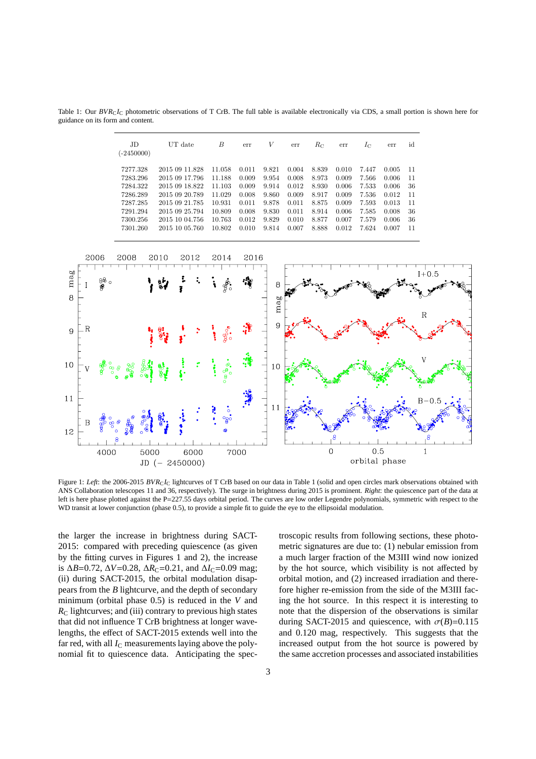Table 1: Our $BVR_{\rm C}I_{\rm C}$ photometric observations of T CrB. The full table is available electronically via CDS, a small portion is shown here for guidance on its form and content.

| JD (-2450000) | UT date | $B$ | err | $V$ | err | $R_{\rm C}$ | err | $I_{\rm C}$ | err | id |
|---|---|---|---|---|---|---|---|---|---|---|
| 7277.328 | 2015 09 11.828 | 11.058 | 0.011 | 9.821 | 0.004 | 8.839 | 0.010 | 7.447 | 0.005 | 11 |
| 7283.296 | 2015 09 17.796 | 11.188 | 0.009 | 9.954 | 0.008 | 8.973 | 0.009 | 7.566 | 0.006 | 11 |
| 7284.322 | 2015 09 18.822 | 11.103 | 0.009 | 9.914 | 0.012 | 8.930 | 0.006 | 7.533 | 0.006 | 36 |
| 7286.289 | 2015 09 20.789 | 11.029 | 0.008 | 9.860 | 0.009 | 8.917 | 0.009 | 7.536 | 0.012 | 11 |
| 7287.285 | 2015 09 21.785 | 10.931 | 0.011 | 9.878 | 0.011 | 8.875 | 0.009 | 7.593 | 0.013 | 11 |
| 7291.294 | 2015 09 25.794 | 10.809 | 0.008 | 9.830 | 0.011 | 8.914 | 0.006 | 7.585 | 0.008 | 36 |
| 7300.256 | 2015 10 04.756 | 10.763 | 0.012 | 9.829 | 0.010 | 8.877 | 0.007 | 7.579 | 0.006 | 36 |
| 7301.260 | 2015 10 05.760 | 10.802 | 0.010 | 9.814 | 0.007 | 8.888 | 0.012 | 7.624 | 0.007 | 11 |

Figure 1: *Left*: the 2006-2015 $BVR_{\rm C}I_{\rm C}$ lightcurves of T CrB based on our data in Table 1 (solid and open circles mark observations obtained with ANS Collaboration telescopes 11 and 36, respectively). The surge in brightness during 2015 is prominent. *Right*: the quiescence part of the data at left is here phase plotted against the P=227.55 days orbital period. The curves are low order Legendre polynomials, symmetric with respect to the WD transit at lower conjunction (phase 0.5), to provide a simple fit to guide the eye to the ellipsoidal modulation.

the larger the increase in brightness during SACT-2015: compared with preceding quiescence (as given by the fitting curves in Figures 1 and 2), the increase is $\Delta B$=0.72, $\Delta V$=0.28, $\Delta R_{\rm C}$=0.21, and $\Delta I_{\rm C}$=0.09 mag; (ii) during SACT-2015, the orbital modulation disappears from the $B$ lightcurve, and the depth of secondary minimum (orbital phase 0.5) is reduced in the $V$ and $R_{\rm C}$ lightcurves; and (iii) contrary to previous high states that did not influence T CrB brightness at longer wavelengths, the effect of SACT-2015 extends well into the far red, with all $I_{\rm C}$ measurements laying above the polynomial fit to quiescence data. Anticipating the spectroscopic results from following sections, these photometric signatures are due to: (1) nebular emission from a much larger fraction of the M3III wind now ionized by the hot source, which visibility is not affected by orbital motion, and (2) increased irradiation and therefore higher re-emission from the side of the M3III facing the hot source. In this respect it is interesting to note that the dispersion of the observations is similar during SACT-2015 and quiescence, with $\sigma(B)$=0.115 and 0.120 mag, respectively. This suggests that the increased output from the hot source is powered by the same accretion processes and associated instabilities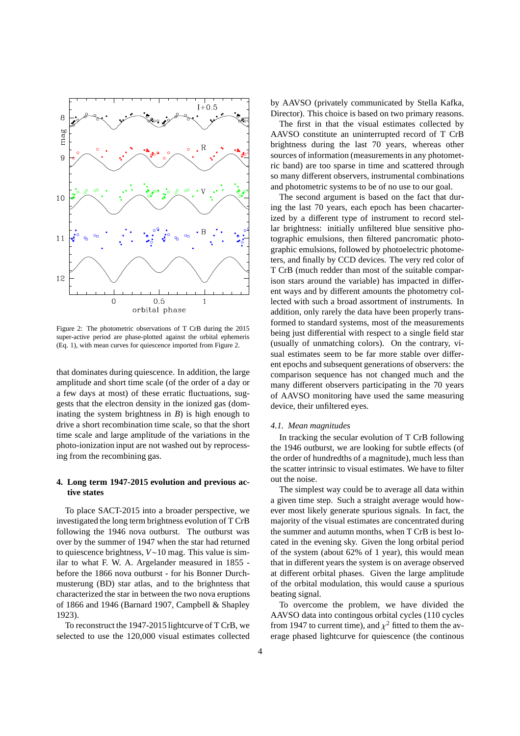Figure 2: The photometric observations of T CrB during the 2015 super-active period are phase-plotted against the orbital ephemeris (Eq. 1), with mean curves for quiescence imported from Figure 2.

that dominates during quiescence. In addition, the large amplitude and short time scale (of the order of a day or a few days at most) of these erratic fluctuations, suggests that the electron density in the ionized gas (dominating the system brightness in $B$) is high enough to drive a short recombination time scale, so that the short time scale and large amplitude of the variations in the photo-ionization input are not washed out by reprocessing from the recombining gas.

## 4. Long term 1947-2015 evolution and previous active states

To place SACT-2015 into a broader perspective, we investigated the long term brightness evolution of T CrB following the 1946 nova outburst. The outburst was over by the summer of 1947 when the star had returned to quiescence brightness, $V\sim10$ mag. This value is similar to what F. W. A. Argelander measured in 1855 - before the 1866 nova outburst - for his Bonner Durchmusterung (BD) star atlas, and to the brightness that characterized the star in between the two nova eruptions of 1866 and 1946 (Barnard 1907, Campbell & Shapley 1923).

To reconstruct the 1947-2015 lightcurve of T CrB, we selected to use the 120,000 visual estimates collected by AAVSO (privately communicated by Stella Kafka, Director). This choice is based on two primary reasons.

The first in that the visual estimates collected by AAVSO constitute an uninterrupted record of T CrB brightness during the last 70 years, whereas other sources of information (measurements in any photometric band) are too sparse in time and scattered through so many different observers, instrumental combinations and photometric systems to be of no use to our goal.

The second argument is based on the fact that during the last 70 years, each epoch has been chacarterized by a different type of instrument to record stellar brightness: initially unfiltered blue sensitive photographic emulsions, then filtered pancromatic photographic emulsions, followed by photoelectric photometers, and finally by CCD devices. The very red color of T CrB (much redder than most of the suitable comparison stars around the variable) has impacted in different ways and by different amounts the photometry collected with such a broad assortment of instruments. In addition, only rarely the data have been properly transformed to standard systems, most of the measurements being just differential with respect to a single field star (usually of unmatching colors). On the contrary, visual estimates seem to be far more stable over different epochs and subsequent generations of observers: the comparison sequence has not changed much and the many different observers participating in the 70 years of AAVSO monitoring have used the same measuring device, their unfiltered eyes.

### 4.1. Mean magnitudes

In tracking the secular evolution of T CrB following the 1946 outburst, we are looking for subtle effects (of the order of hundredths of a magnitude), much less than the scatter intrinsic to visual estimates. We have to filter out the noise.

The simplest way could be to average all data within a given time step. Such a straight average would however most likely generate spurious signals. In fact, the majority of the visual estimates are concentrated during the summer and autumn months, when T CrB is best located in the evening sky. Given the long orbital period of the system (about 62% of 1 year), this would mean that in different years the system is on average observed at different orbital phases. Given the large amplitude of the orbital modulation, this would cause a spurious beating signal.

To overcome the problem, we have divided the AAVSO data into contingous orbital cycles (110 cycles from 1947 to current time), and $\chi^2$ fitted to them the average phased lightcurve for quiescence (the continous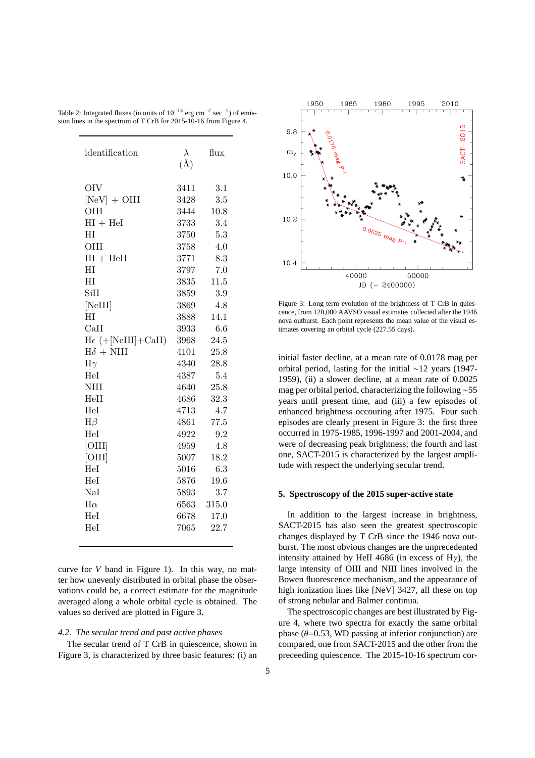Table 2: Integrated fluxes (in units of $10^{-13}$ erg cm$^{-2}$ sec$^{-1}$) of emission lines in the spectrum of T CrB for 2015-10-16 from Figure 4.

| identification | $\lambda$ (Å) | flux |
|---|---|---|
| OIV | 3411 | 3.1 |
| [NeV] + OIII | 3428 | 3.5 |
| OIII | 3444 | 10.8 |
| HI + HeI | 3733 | 3.4 |
| HI | 3750 | 5.3 |
| OIII | 3758 | 4.0 |
| HI + HeII | 3771 | 8.3 |
| HI | 3797 | 7.0 |
| HI | 3835 | 11.5 |
| SiII | 3859 | 3.9 |
| [NeIII] | 3869 | 4.8 |
| HI | 3888 | 14.1 |
| CaII | 3933 | 6.6 |
| H$\epsilon$ (+[NeIII]+CaII) | 3968 | 24.5 |
| H$\delta$ + NIII | 4101 | 25.8 |
| H$\gamma$ | 4340 | 28.8 |
| HeI | 4387 | 5.4 |
| NIII | 4640 | 25.8 |
| HeII | 4686 | 32.3 |
| HeI | 4713 | 4.7 |
| H$\beta$ | 4861 | 77.5 |
| HeI | 4922 | 9.2 |
| [OIII] | 4959 | 4.8 |
| [OIII] | 5007 | 18.2 |
| HeI | 5016 | 6.3 |
| HeI | 5876 | 19.6 |
| NaI | 5893 | 3.7 |
| H$\alpha$ | 6563 | 315.0 |
| HeI | 6678 | 17.0 |
| HeI | 7065 | 22.7 |

curve for $V$ band in Figure 1). In this way, no matter how unevenly distributed in orbital phase the observations could be, a correct estimate for the magnitude averaged along a whole orbital cycle is obtained. The values so derived are plotted in Figure 3.

### *4.2. The secular trend and past active phases*

The secular trend of T CrB in quiescence, shown in Figure 3, is characterized by three basic features: (i) an initial faster decline, at a mean rate of 0.0178 mag per orbital period, lasting for the initial ~12 years (1947-1959), (ii) a slower decline, at a mean rate of 0.0025 mag per orbital period, characterizing the following ~55 years until present time, and (iii) a few episodes of enhanced brightness occouring after 1975. Four such episodes are clearly present in Figure 3: the first three occurred in 1975-1985, 1996-1997 and 2001-2004, and were of decreasing peak brightness; the fourth and last one, SACT-2015 is characterized by the largest amplitude with respect the underlying secular trend.

Figure 3: Long term evolution of the brightness of T CrB in quiescence, from 120,000 AAVSO visual estimates collected after the 1946 nova outburst. Each point represents the mean value of the visual estimates covering an orbital cycle (227.55 days).

## 5. Spectroscopy of the 2015 super-active state

In addition to the largest increase in brightness, SACT-2015 has also seen the greatest spectroscopic changes displayed by T CrB since the 1946 nova outburst. The most obvious changes are the unprecedented intensity attained by HeII 4686 (in excess of H$\gamma$), the large intensity of OIII and NIII lines involved in the Bowen fluorescence mechanism, and the appearance of high ionization lines like [NeV] 3427, all these on top of strong nebular and Balmer continua.

The spectroscopic changes are best illustrated by Figure 4, where two spectra for exactly the same orbital phase ($\theta$=0.53, WD passing at inferior conjunction) are compared, one from SACT-2015 and the other from the preceeding quiescence. The 2015-10-16 spectrum cor-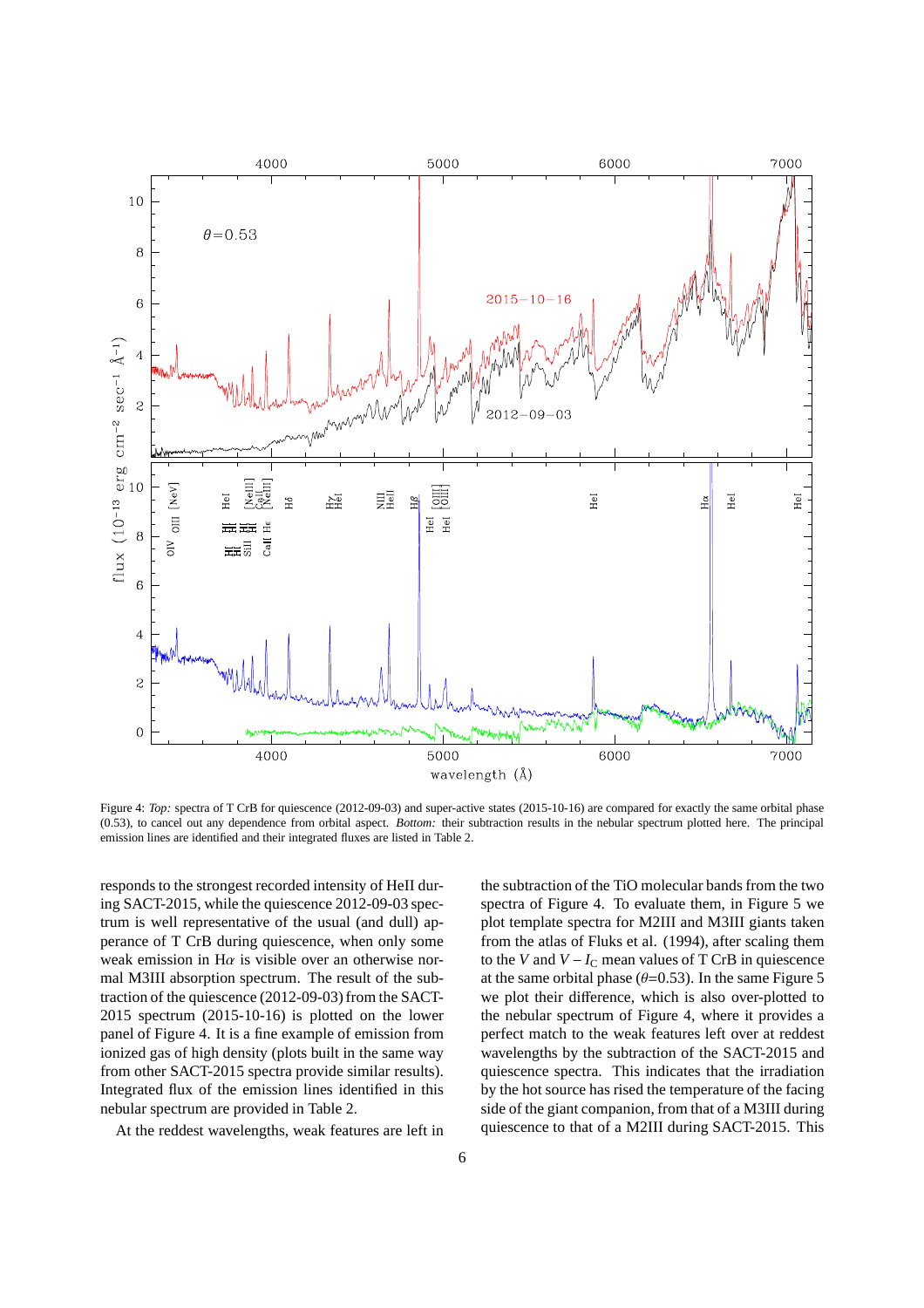Figure 4: *Top:* spectra of T CrB for quiescence (2012-09-03) and super-active states (2015-10-16) are compared for exactly the same orbital phase (0.53), to cancel out any dependence from orbital aspect. *Bottom:* their subtraction results in the nebular spectrum plotted here. The principal emission lines are identified and their integrated fluxes are listed in Table 2.

responds to the strongest recorded intensity of HeII during SACT-2015, while the quiescence 2012-09-03 spectrum is well representative of the usual (and dull) apperance of T CrB during quiescence, when only some weak emission in H$\alpha$ is visible over an otherwise normal M3III absorption spectrum. The result of the subtraction of the quiescence (2012-09-03) from the SACT-2015 spectrum (2015-10-16) is plotted on the lower panel of Figure 4. It is a fine example of emission from ionized gas of high density (plots built in the same way from other SACT-2015 spectra provide similar results). Integrated flux of the emission lines identified in this nebular spectrum are provided in Table 2.

At the reddest wavelengths, weak features are left in the subtraction of the TiO molecular bands from the two spectra of Figure 4. To evaluate them, in Figure 5 we plot template spectra for M2III and M3III giants taken from the atlas of Fluks et al. (1994), after scaling them to the $V$ and $V-I_{C}$ mean values of T CrB in quiescence at the same orbital phase ($\theta$=0.53). In the same Figure 5 we plot their difference, which is also over-plotted to the nebular spectrum of Figure 4, where it provides a perfect match to the weak features left over at reddest wavelengths by the subtraction of the SACT-2015 and quiescence spectra. This indicates that the irradiation by the hot source has rised the temperature of the facing side of the giant companion, from that of a M3III during quiescence to that of a M2III during SACT-2015. This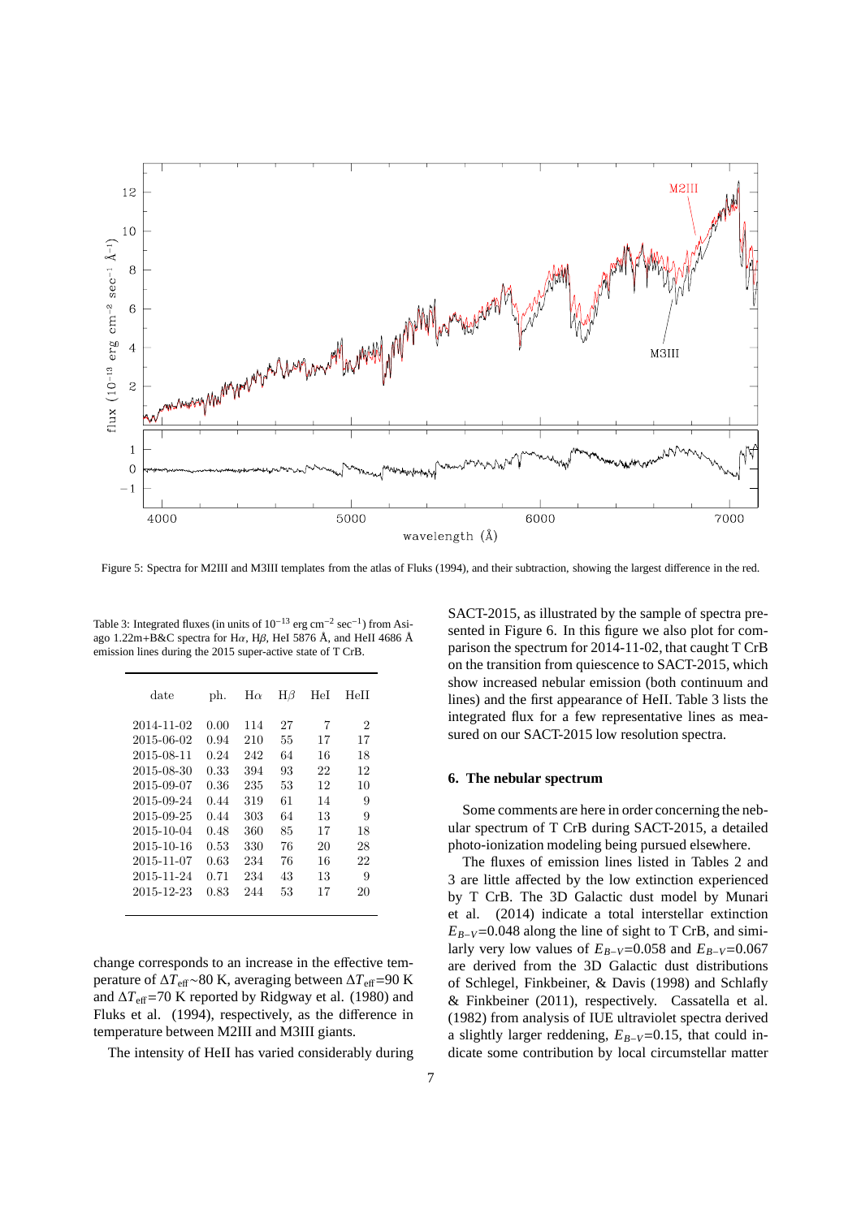Figure 5: Spectra for M2III and M3III templates from the atlas of Fluks (1994), and their subtraction, showing the largest difference in the red.

Table 3: Integrated fluxes (in units of $10^{-13}$ erg cm$^{-2}$ sec$^{-1}$) from Asiago 1.22m+B&C spectra for H$\alpha$, H$\beta$, HeI 5876 Å, and HeII 4686 Å emission lines during the 2015 super-active state of T CrB.

| date | ph. | H$\alpha$ | H$\beta$ | HeI | HeII |
|---|---|---|---|---|---|
| 2014-11-02 | 0.00 | 114 | 27 | 7 | 2 |
| 2015-06-02 | 0.94 | 210 | 55 | 17 | 17 |
| 2015-08-11 | 0.24 | 242 | 64 | 16 | 18 |
| 2015-08-30 | 0.33 | 394 | 93 | 22 | 12 |
| 2015-09-07 | 0.36 | 235 | 53 | 12 | 10 |
| 2015-09-24 | 0.44 | 319 | 61 | 14 | 9 |
| 2015-09-25 | 0.44 | 303 | 64 | 13 | 9 |
| 2015-10-04 | 0.48 | 360 | 85 | 17 | 18 |
| 2015-10-16 | 0.53 | 330 | 76 | 20 | 28 |
| 2015-11-07 | 0.63 | 234 | 76 | 16 | 22 |
| 2015-11-24 | 0.71 | 234 | 43 | 13 | 9 |
| 2015-12-23 | 0.83 | 244 | 53 | 17 | 20 |

change corresponds to an increase in the effective temperature of $\Delta T_{\rm eff}\sim$80 K, averaging between $\Delta T_{\rm eff}$=90 K and $\Delta T_{\rm eff}$=70 K reported by Ridgway et al. (1980) and Fluks et al. (1994), respectively, as the difference in temperature between M2III and M3III giants.

The intensity of HeII has varied considerably during SACT-2015, as illustrated by the sample of spectra presented in Figure 6. In this figure we also plot for comparison the spectrum for 2014-11-02, that caught T CrB on the transition from quiescence to SACT-2015, which show increased nebular emission (both continuum and lines) and the first appearance of HeII. Table 3 lists the integrated flux for a few representative lines as measured on our SACT-2015 low resolution spectra.

## 6. The nebular spectrum

Some comments are here in order concerning the nebular spectrum of T CrB during SACT-2015, a detailed photo-ionization modeling being pursued elsewhere.

The fluxes of emission lines listed in Tables 2 and 3 are little affected by the low extinction experienced by T CrB. The 3D Galactic dust model by Munari et al. (2014) indicate a total interstellar extinction $E_{B-V}$=0.048 along the line of sight to T CrB, and similarly very low values of $E_{B-V}$=0.058 and $E_{B-V}$=0.067 are derived from the 3D Galactic dust distributions of Schlegel, Finkbeiner, & Davis (1998) and Schlafly & Finkbeiner (2011), respectively. Cassatella et al. (1982) from analysis of IUE ultraviolet spectra derived a slightly larger reddening, $E_{B-V}$=0.15, that could indicate some contribution by local circumstellar matter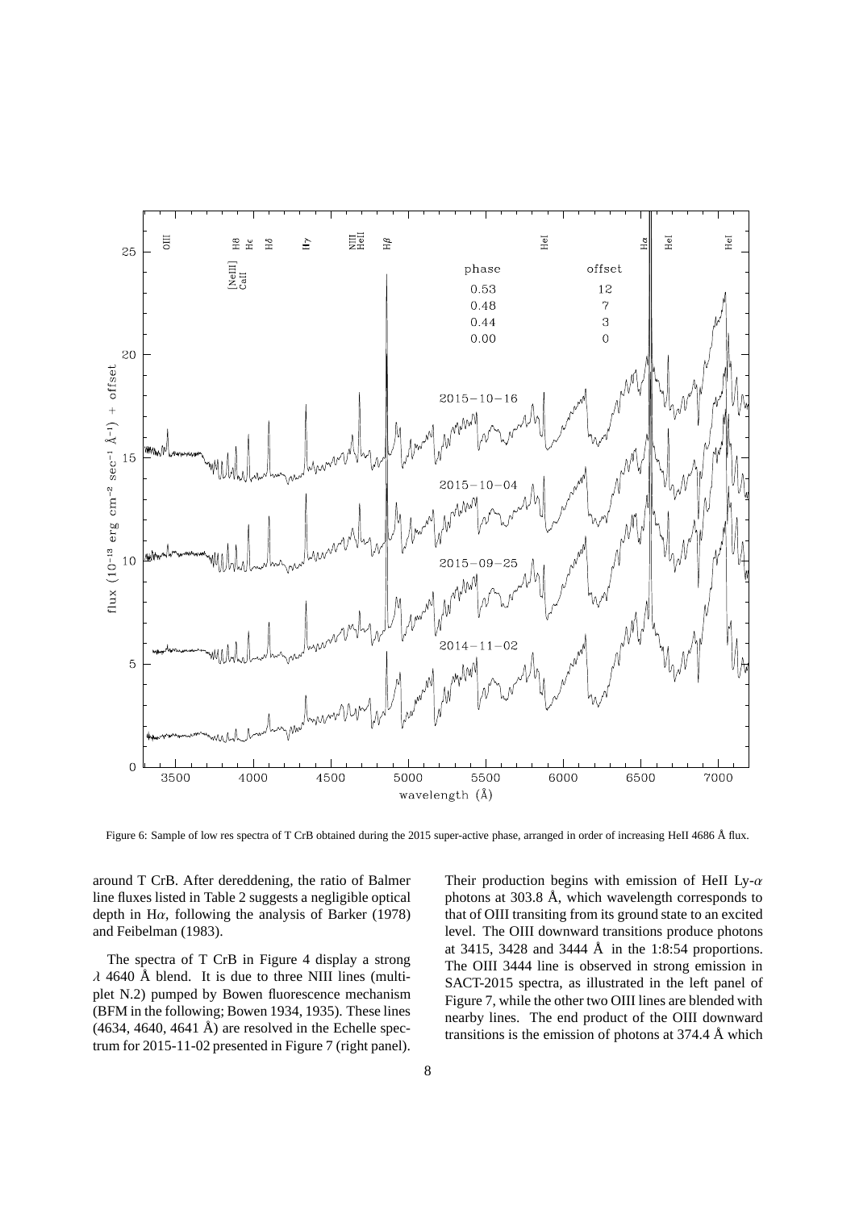Figure 6: Sample of low res spectra of T CrB obtained during the 2015 super-active phase, arranged in order of increasing HeII 4686 Å flux.

around T CrB. After dereddening, the ratio of Balmer line fluxes listed in Table 2 suggests a negligible optical depth in H$\alpha$, following the analysis of Barker (1978) and Feibelman (1983).

The spectra of T CrB in Figure 4 display a strong $\lambda$ 4640 Å blend. It is due to three NIII lines (multiplet N.2) pumped by Bowen fluorescence mechanism (BFM in the following; Bowen 1934, 1935). These lines (4634, 4640, 4641 Å) are resolved in the Echelle spectrum for 2015-11-02 presented in Figure 7 (right panel). Their production begins with emission of HeII Ly-$\alpha$ photons at 303.8 Å, which wavelength corresponds to that of OIII transiting from its ground state to an excited level. The OIII downward transitions produce photons at 3415, 3428 and 3444 Å in the 1:8:54 proportions. The OIII 3444 line is observed in strong emission in SACT-2015 spectra, as illustrated in the left panel of Figure 7, while the other two OIII lines are blended with nearby lines. The end product of the OIII downward transitions is the emission of photons at 374.4 Å which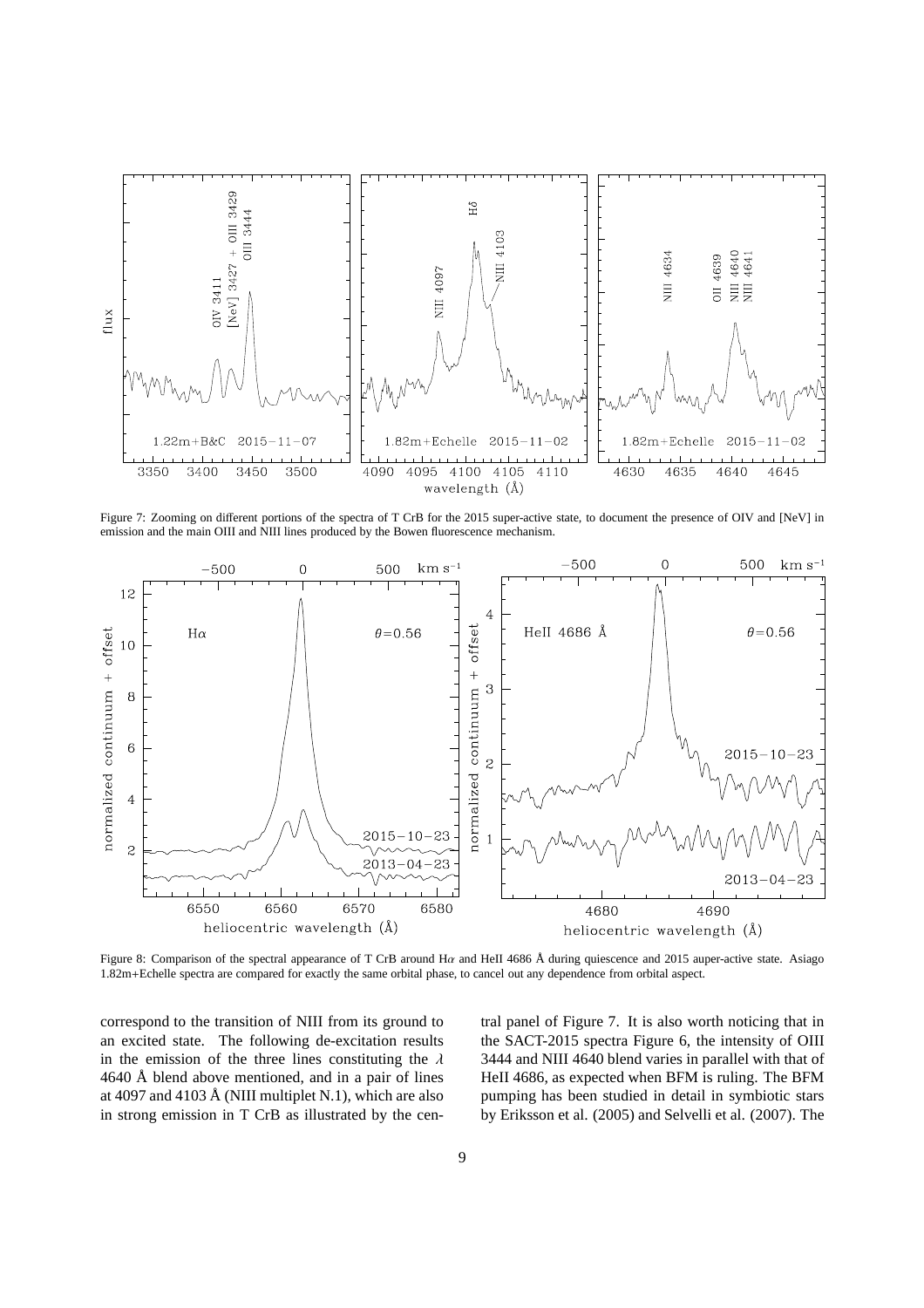Figure 7: Zooming on different portions of the spectra of T CrB for the 2015 super-active state, to document the presence of OIV and [NeV] in emission and the main OIII and NIII lines produced by the Bowen fluorescence mechanism.

Figure 8: Comparison of the spectral appearance of T CrB around H$\alpha$ and HeII 4686 Å during quiescence and 2015 auper-active state. Asiago 1.82m+Echelle spectra are compared for exactly the same orbital phase, to cancel out any dependence from orbital aspect.

correspond to the transition of NIII from its ground to an excited state. The following de-excitation results in the emission of the three lines constituting the $\lambda$ 4640 Å blend above mentioned, and in a pair of lines at 4097 and 4103 Å (NIII multiplet N.1), which are also in strong emission in T CrB as illustrated by the central panel of Figure 7. It is also worth noticing that in the SACT-2015 spectra Figure 6, the intensity of OIII 3444 and NIII 4640 blend varies in parallel with that of HeII 4686, as expected when BFM is ruling. The BFM pumping has been studied in detail in symbiotic stars by Eriksson et al. (2005) and Selvelli et al. (2007). The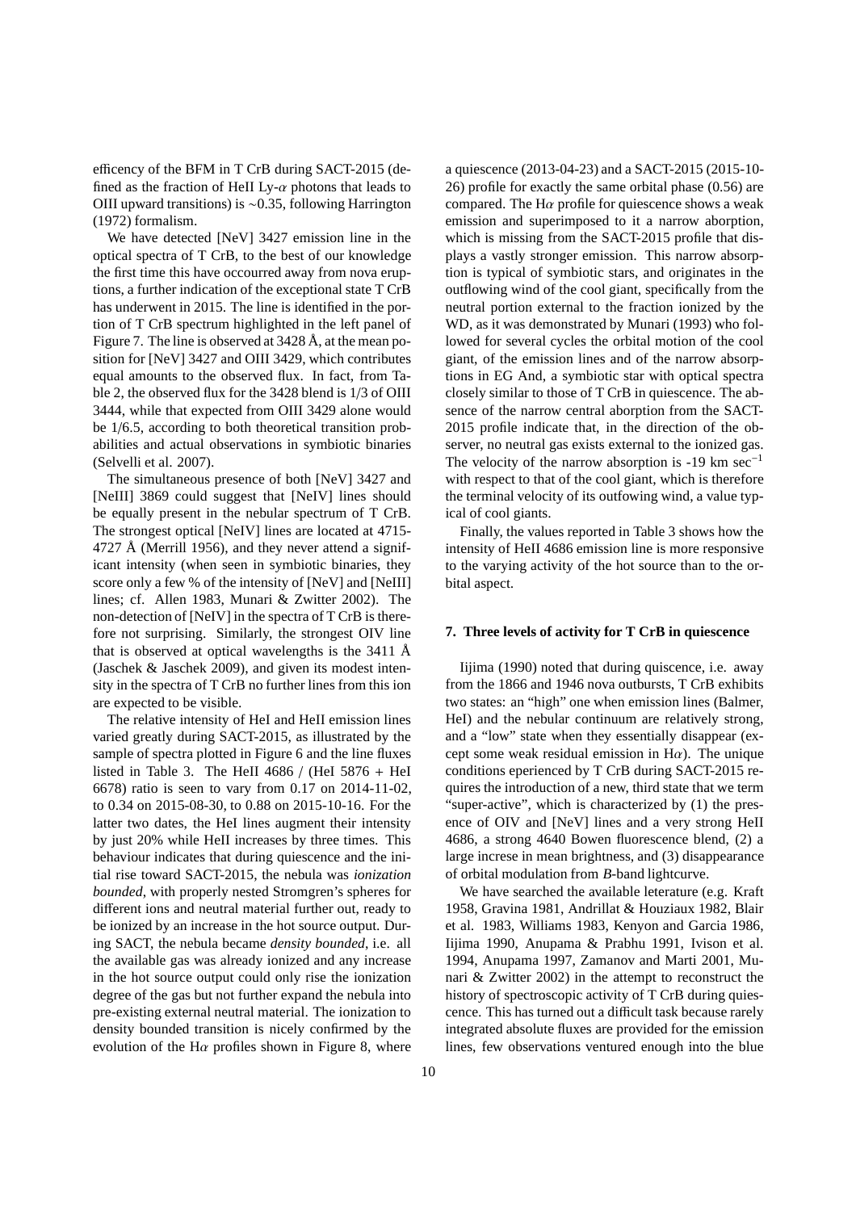efficency of the BFM in T CrB during SACT-2015 (defined as the fraction of HeII Ly-$\alpha$ photons that leads to OIII upward transitions) is ~0.35, following Harrington (1972) formalism.

We have detected [NeV] 3427 emission line in the optical spectra of T CrB, to the best of our knowledge the first time this have occourred away from nova eruptions, a further indication of the exceptional state T CrB has underwent in 2015. The line is identified in the portion of T CrB spectrum highlighted in the left panel of Figure 7. The line is observed at 3428 Å, at the mean position for [NeV] 3427 and OIII 3429, which contributes equal amounts to the observed flux. In fact, from Table 2, the observed flux for the 3428 blend is 1/3 of OIII 3444, while that expected from OIII 3429 alone would be 1/6.5, according to both theoretical transition probabilities and actual observations in symbiotic binaries (Selvelli et al. 2007).

The simultaneous presence of both [NeV] 3427 and [NeIII] 3869 could suggest that [NeIV] lines should be equally present in the nebular spectrum of T CrB. The strongest optical [NeIV] lines are located at 4715-4727 Å (Merrill 1956), and they never attend a significant intensity (when seen in symbiotic binaries, they score only a few % of the intensity of [NeV] and [NeIII] lines; cf. Allen 1983, Munari & Zwitter 2002). The non-detection of [NeIV] in the spectra of T CrB is therefore not surprising. Similarly, the strongest OIV line that is observed at optical wavelengths is the 3411 Å (Jaschek & Jaschek 2009), and given its modest intensity in the spectra of T CrB no further lines from this ion are expected to be visible.

The relative intensity of HeI and HeII emission lines varied greatly during SACT-2015, as illustrated by the sample of spectra plotted in Figure 6 and the line fluxes listed in Table 3. The HeII 4686 / (HeI 5876 + HeI 6678) ratio is seen to vary from 0.17 on 2014-11-02, to 0.34 on 2015-08-30, to 0.88 on 2015-10-16. For the latter two dates, the HeI lines augment their intensity by just 20% while HeII increases by three times. This behaviour indicates that during quiescence and the initial rise toward SACT-2015, the nebula was *ionization bounded*, with properly nested Stromgren's spheres for different ions and neutral material further out, ready to be ionized by an increase in the hot source output. During SACT, the nebula became *density bounded*, i.e. all the available gas was already ionized and any increase in the hot source output could only rise the ionization degree of the gas but not further expand the nebula into pre-existing external neutral material. The ionization to density bounded transition is nicely confirmed by the evolution of the H$\alpha$ profiles shown in Figure 8, where a quiescence (2013-04-23) and a SACT-2015 (2015-10-26) profile for exactly the same orbital phase (0.56) are compared. The H$\alpha$ profile for quiescence shows a weak emission and superimposed to it a narrow aborption, which is missing from the SACT-2015 profile that displays a vastly stronger emission. This narrow absorption is typical of symbiotic stars, and originates in the outflowing wind of the cool giant, specifically from the neutral portion external to the fraction ionized by the WD, as it was demonstrated by Munari (1993) who followed for several cycles the orbital motion of the cool giant, of the emission lines and of the narrow absorptions in EG And, a symbiotic star with optical spectra closely similar to those of T CrB in quiescence. The absence of the narrow central aborption from the SACT-2015 profile indicate that, in the direction of the observer, no neutral gas exists external to the ionized gas. The velocity of the narrow absorption is -19 km sec$^{-1}$ with respect to that of the cool giant, which is therefore the terminal velocity of its outfowing wind, a value typical of cool giants.

Finally, the values reported in Table 3 shows how the intensity of HeII 4686 emission line is more responsive to the varying activity of the hot source than to the orbital aspect.

## 7. Three levels of activity for T CrB in quiescence

Iijima (1990) noted that during quiscence, i.e. away from the 1866 and 1946 nova outbursts, T CrB exhibits two states: an "high" one when emission lines (Balmer, HeI) and the nebular continuum are relatively strong, and a "low" state when they essentially disappear (except some weak residual emission in H$\alpha$). The unique conditions eperienced by T CrB during SACT-2015 requires the introduction of a new, third state that we term "super-active", which is characterized by (1) the presence of OIV and [NeV] lines and a very strong HeII 4686, a strong 4640 Bowen fluorescence blend, (2) a large increse in mean brightness, and (3) disappearance of orbital modulation from *B*-band lightcurve.

We have searched the available leterature (e.g. Kraft 1958, Gravina 1981, Andrillat & Houziaux 1982, Blair et al. 1983, Williams 1983, Kenyon and Garcia 1986, Iijima 1990, Anupama & Prabhu 1991, Ivison et al. 1994, Anupama 1997, Zamanov and Marti 2001, Munari & Zwitter 2002) in the attempt to reconstruct the history of spectroscopic activity of T CrB during quiescence. This has turned out a difficult task because rarely integrated absolute fluxes are provided for the emission lines, few observations ventured enough into the blue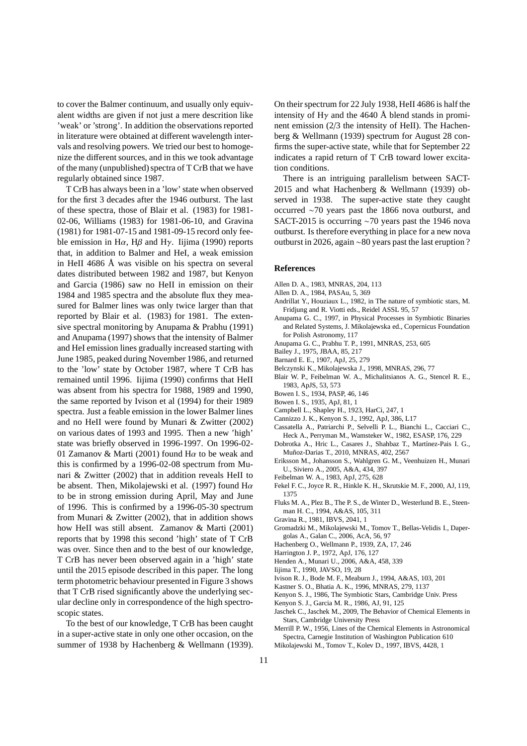to cover the Balmer continuum, and usually only equivalent widths are given if not just a mere descrition like 'weak' or 'strong'. In addition the observations reported in literature were obtained at different wavelength intervals and resolving powers. We tried our best to homogenize the different sources, and in this we took advantage of the many (unpublished) spectra of T CrB that we have regularly obtained since 1987.

T CrB has always been in a 'low' state when observed for the first 3 decades after the 1946 outburst. The last of these spectra, those of Blair et al. (1983) for 1981-02-06, Williams (1983) for 1981-06-10, and Gravina (1981) for 1981-07-15 and 1981-09-15 record only feeble emission in H$\alpha$, H$\beta$ and H$\gamma$. Iijima (1990) reports that, in addition to Balmer and HeI, a weak emission in HeII 4686 Å was visible on his spectra on several dates distributed between 1982 and 1987, but Kenyon and Garcia (1986) saw no HeII in emission on their 1984 and 1985 spectra and the absolute flux they measured for Balmer lines was only twice larger than that reported by Blair et al. (1983) for 1981. The extensive spectral monitoring by Anupama & Prabhu (1991) and Anupama (1997) shows that the intensity of Balmer and HeI emission lines gradually increased starting with June 1985, peaked during November 1986, and returned to the 'low' state by October 1987, where T CrB has remained until 1996. Iijima (1990) confirms that HeII was absent from his spectra for 1988, 1989 and 1990, the same reported by Ivison et al (1994) for their 1989 spectra. Just a feable emission in the lower Balmer lines and no HeII were found by Munari & Zwitter (2002) on various dates of 1993 and 1995. Then a new 'high' state was briefly observed in 1996-1997. On 1996-02-01 Zamanov & Marti (2001) found H$\alpha$ to be weak and this is confirmed by a 1996-02-08 spectrum from Munari & Zwitter (2002) that in addition reveals HeII to be absent. Then, Mikolajewski et al. (1997) found H$\alpha$ to be in strong emission during April, May and June of 1996. This is confirmed by a 1996-05-30 spectrum from Munari & Zwitter (2002), that in addition shows how HeII was still absent. Zamanov & Marti (2001) reports that by 1998 this second 'high' state of T CrB was over. Since then and to the best of our knowledge, T CrB has never been observed again in a 'high' state until the 2015 episode described in this paper. The long term photometric behaviour presented in Figure 3 shows that T CrB rised significantly above the underlying secular decline only in correspondence of the high spectroscopic states.

To the best of our knowledge, T CrB has been caught in a super-active state in only one other occasion, on the summer of 1938 by Hachenberg & Wellmann (1939). On their spectrum for 22 July 1938, HeII 4686 is half the intensity of H$\gamma$ and the 4640 Å blend stands in prominent emission (2/3 the intensity of HeII). The Hachenberg & Wellmann (1939) spectrum for August 28 confirms the super-active state, while that for September 22 indicates a rapid return of T CrB toward lower excitation conditions.

There is an intriguing parallelism between SACT-2015 and what Hachenberg & Wellmann (1939) observed in 1938. The super-active state they caught occurred $\sim$70 years past the 1866 nova outburst, and SACT-2015 is occurring $\sim$70 years past the 1946 nova outburst. Is therefore everything in place for a new nova outburst in 2026, again $\sim$80 years past the last eruption ?

## References

- Allen D. A., 1983, MNRAS, 204, 113
- Allen D. A., 1984, PASAu, 5, 369
- Andrillat Y., Houziaux L., 1982, in The nature of symbiotic stars, M. Fridjung and R. Viotti eds., Reidel ASSL 95, 57
- Anupama G. C., 1997, in Physical Processes in Symbiotic Binaries and Related Systems, J. Mikolajewska ed., Copernicus Foundation for Polish Astronomy, 117
- Anupama G. C., Prabhu T. P., 1991, MNRAS, 253, 605
- Bailey J., 1975, JBAA, 85, 217
- Barnard E. E., 1907, ApJ, 25, 279
- Belczynski K., Mikolajewska J., 1998, MNRAS, 296, 77
- Blair W. P., Feibelman W. A., Michalitsianos A. G., Stencel R. E., 1983, ApJS, 53, 573
- Bowen I. S., 1934, PASP, 46, 146
- Bowen I. S., 1935, ApJ, 81, 1
- Campbell L., Shapley H., 1923, HarCi, 247, 1
- Cannizzo J. K., Kenyon S. J., 1992, ApJ, 386, L17
- Cassatella A., Patriarchi P., Selvelli P. L., Bianchi L., Cacciari C., Heck A., Perryman M., Wamsteker W., 1982, ESASP, 176, 229
- Dobrotka A., Hric L., Casares J., Shahbaz T., Martínez-Pais I. G., Muñoz-Darias T., 2010, MNRAS, 402, 2567
- Eriksson M., Johansson S., Wahlgren G. M., Veenhuizen H., Munari U., Siviero A., 2005, A&A, 434, 397
- Feibelman W. A., 1983, ApJ, 275, 628
- Fekel F. C., Joyce R. R., Hinkle K. H., Skrutskie M. F., 2000, AJ, 119, 1375
- Fluks M. A., Plez B., The P. S., de Winter D., Westerlund B. E., Steenman H. C., 1994, A&AS, 105, 311
- Gravina R., 1981, IBVS, 2041, 1
- Gromadzki M., Mikolajewski M., Tomov T., Bellas-Velidis I., Dapergolas A., Galan C., 2006, AcA, 56, 97
- Hachenberg O., Wellmann P., 1939, ZA, 17, 246
- Harrington J. P., 1972, ApJ, 176, 127
- Henden A., Munari U., 2006, A&A, 458, 339
- Iijima T., 1990, JAVSO, 19, 28
- Ivison R. J., Bode M. F., Meaburn J., 1994, A&AS, 103, 201
- Kastner S. O., Bhatia A. K., 1996, MNRAS, 279, 1137
- Kenyon S. J., 1986, The Symbiotic Stars, Cambridge Univ. Press
- Kenyon S. J., Garcia M. R., 1986, AJ, 91, 125
- Jaschek C., Jaschek M., 2009, The Behavior of Chemical Elements in Stars, Cambridge University Press
- Merrill P. W., 1956, Lines of the Chemical Elements in Astronomical Spectra, Carnegie Institution of Washington Publication 610
- Mikolajewski M., Tomov T., Kolev D., 1997, IBVS, 4428, 1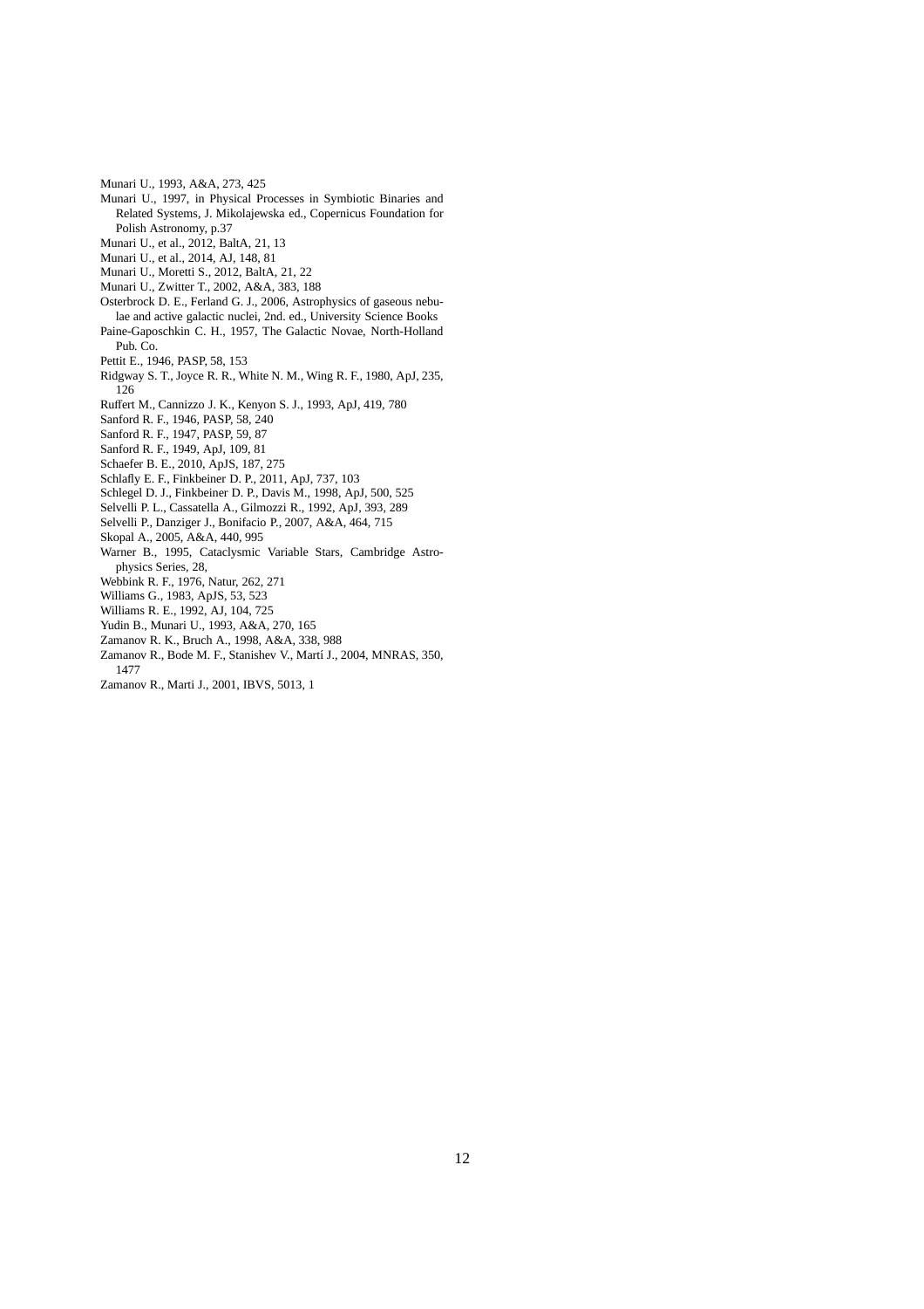Munari U., 1993, A&A, 273, 425

Munari U., 1997, in Physical Processes in Symbiotic Binaries and Related Systems, J. Mikolajewska ed., Copernicus Foundation for Polish Astronomy, p.37

Munari U., et al., 2012, BaltA, 21, 13

Munari U., et al., 2014, AJ, 148, 81

Munari U., Moretti S., 2012, BaltA, 21, 22

Munari U., Zwitter T., 2002, A&A, 383, 188

Osterbrock D. E., Ferland G. J., 2006, Astrophysics of gaseous nebulae and active galactic nuclei, 2nd. ed., University Science Books

Paine-Gaposchkin C. H., 1957, The Galactic Novae, North-Holland Pub. Co.

Pettit E., 1946, PASP, 58, 153

Ridgway S. T., Joyce R. R., White N. M., Wing R. F., 1980, ApJ, 235, 126

Ruffert M., Cannizzo J. K., Kenyon S. J., 1993, ApJ, 419, 780

Sanford R. F., 1946, PASP, 58, 240

Sanford R. F., 1947, PASP, 59, 87

Sanford R. F., 1949, ApJ, 109, 81

Schaefer B. E., 2010, ApJS, 187, 275

Schlafly E. F., Finkbeiner D. P., 2011, ApJ, 737, 103

Schlegel D. J., Finkbeiner D. P., Davis M., 1998, ApJ, 500, 525

Selvelli P. L., Cassatella A., Gilmozzi R., 1992, ApJ, 393, 289

Selvelli P., Danziger J., Bonifacio P., 2007, A&A, 464, 715

Skopal A., 2005, A&A, 440, 995

Warner B., 1995, Cataclysmic Variable Stars, Cambridge Astrophysics Series, 28,

Webbink R. F., 1976, Natur, 262, 271

Williams G., 1983, ApJS, 53, 523

Williams R. E., 1992, AJ, 104, 725

Yudin B., Munari U., 1993, A&A, 270, 165

Zamanov R. K., Bruch A., 1998, A&A, 338, 988

Zamanov R., Bode M. F., Stanishev V., Martí J., 2004, MNRAS, 350, 1477

Zamanov R., Marti J., 2001, IBVS, 5013, 1